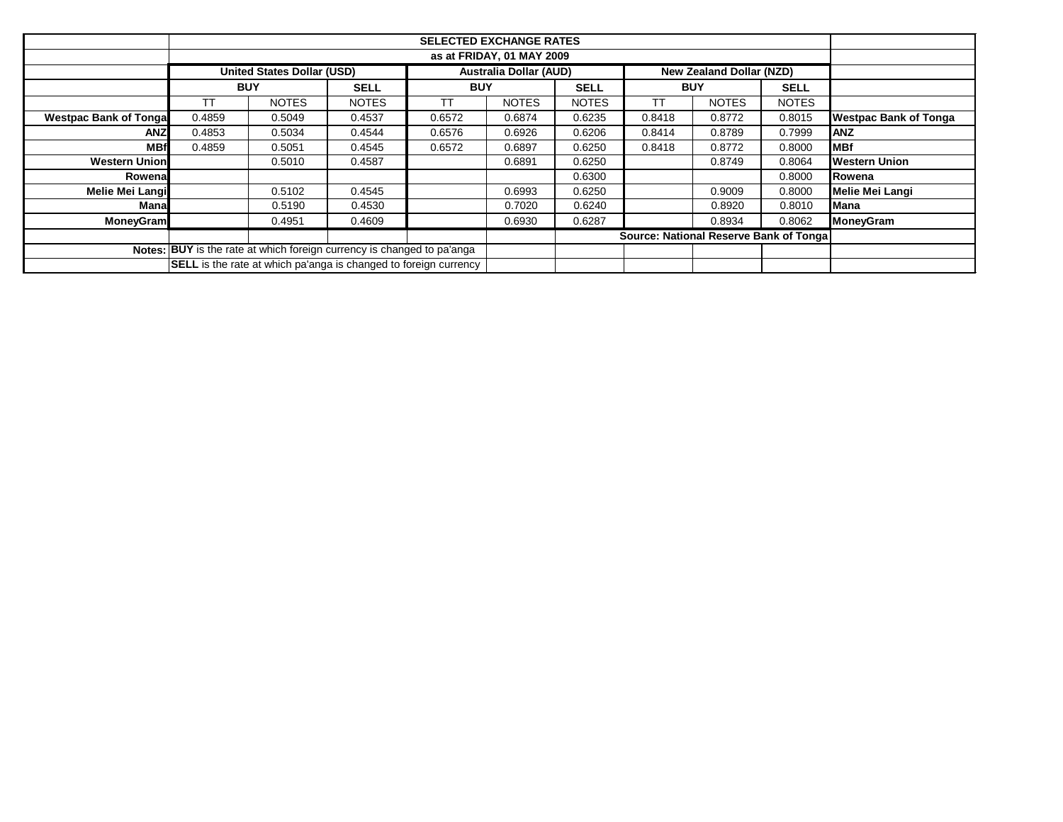| | SELECTED EXCHANGE RATES | | | | | | | | | |
|---|---|---|---|---|---|---|---|---|---|---|
| | as at FRIDAY, 01 MAY 2009 | | | | | | | | | |
| | United States Dollar (USD) | | | Australia Dollar (AUD) | | | New Zealand Dollar (NZD) | | | |
| | BUY | | SELL | BUY | | SELL | BUY | | SELL | |
| | TT | NOTES | NOTES | TT | NOTES | NOTES | TT | NOTES | NOTES | |
| **Westpac Bank of Tonga** | 0.4859 | 0.5049 | 0.4537 | 0.6572 | 0.6874 | 0.6235 | 0.8418 | 0.8772 | 0.8015 | **Westpac Bank of Tonga** |
| **ANZ** | 0.4853 | 0.5034 | 0.4544 | 0.6576 | 0.6926 | 0.6206 | 0.8414 | 0.8789 | 0.7999 | **ANZ** |
| **MBf** | 0.4859 | 0.5051 | 0.4545 | 0.6572 | 0.6897 | 0.6250 | 0.8418 | 0.8772 | 0.8000 | **MBf** |
| **Western Union** | | 0.5010 | 0.4587 | | 0.6891 | 0.6250 | | 0.8749 | 0.8064 | **Western Union** |
| **Rowena** | | | | | | 0.6300 | | | 0.8000 | **Rowena** |
| **Melie Mei Langi** | | 0.5102 | 0.4545 | | 0.6993 | 0.6250 | | 0.9009 | 0.8000 | **Melie Mei Langi** |
| **Mana** | | 0.5190 | 0.4530 | | 0.7020 | 0.6240 | | 0.8920 | 0.8010 | **Mana** |
| **MoneyGram** | | 0.4951 | 0.4609 | | 0.6930 | 0.6287 | | 0.8934 | 0.8062 | **MoneyGram** |
| | | | | | | | **Source: National Reserve Bank of Tonga** | | | |
| **Notes:** | **BUY** is the rate at which foreign currency is changed to pa'anga | | | | | | | | | |
| | **SELL** is the rate at which pa'anga is changed to foreign currency | | | | | | | | | |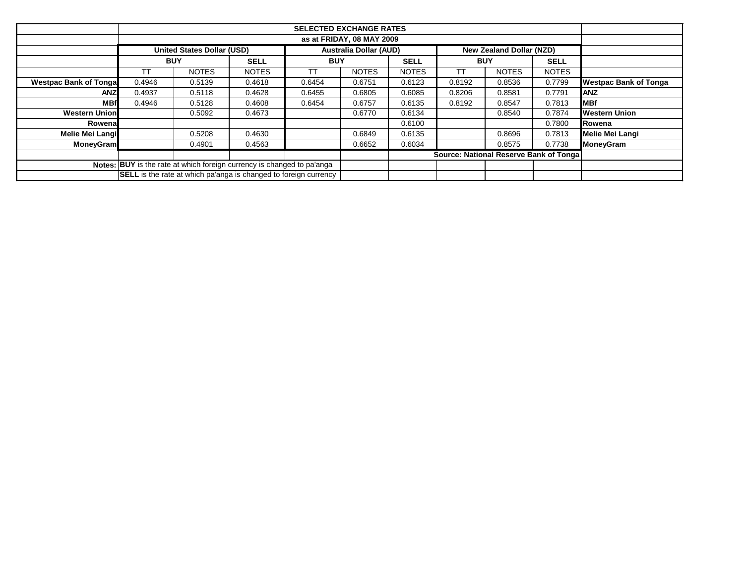| | SELECTED EXCHANGE RATES | | | | | | | | | |
|---|---|---|---|---|---|---|---|---|---|---|
| | as at FRIDAY, 08 MAY 2009 | | | | | | | | | |
| | United States Dollar (USD) | | | Australia Dollar (AUD) | | | New Zealand Dollar (NZD) | | | |
| | BUY | | SELL | BUY | | SELL | BUY | | SELL | |
| | TT | NOTES | NOTES | TT | NOTES | NOTES | TT | NOTES | NOTES | |
| Westpac Bank of Tonga | 0.4946 | 0.5139 | 0.4618 | 0.6454 | 0.6751 | 0.6123 | 0.8192 | 0.8536 | 0.7799 | Westpac Bank of Tonga |
| ANZ | 0.4937 | 0.5118 | 0.4628 | 0.6455 | 0.6805 | 0.6085 | 0.8206 | 0.8581 | 0.7791 | ANZ |
| MBf | 0.4946 | 0.5128 | 0.4608 | 0.6454 | 0.6757 | 0.6135 | 0.8192 | 0.8547 | 0.7813 | MBf |
| Western Union | | 0.5092 | 0.4673 | | 0.6770 | 0.6134 | | 0.8540 | 0.7874 | Western Union |
| Rowena | | | | | | 0.6100 | | | 0.7800 | Rowena |
| Melie Mei Langi | | 0.5208 | 0.4630 | | 0.6849 | 0.6135 | | 0.8696 | 0.7813 | Melie Mei Langi |
| MoneyGram | | 0.4901 | 0.4563 | | 0.6652 | 0.6034 | | 0.8575 | 0.7738 | MoneyGram |
| | | | | | | Source: National Reserve Bank of Tonga | | | | |
| Notes: | **BUY** is the rate at which foreign currency is changed to pa'anga | | | | | | | | | |
| | **SELL** is the rate at which pa'anga is changed to foreign currency | | | | | | | | | |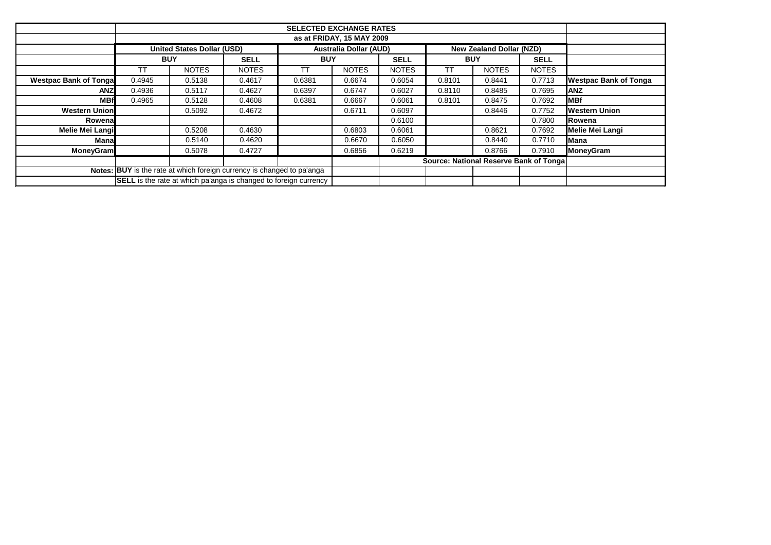| | SELECTED EXCHANGE RATES | | | | | | | | | |
|---|---|---|---|---|---|---|---|---|---|---|
| | as at FRIDAY, 15 MAY 2009 | | | | | | | | | |
| | United States Dollar (USD) | | | Australia Dollar (AUD) | | | New Zealand Dollar (NZD) | | | |
| | BUY | | SELL | BUY | | SELL | BUY | | SELL | |
| | TT | NOTES | NOTES | TT | NOTES | NOTES | TT | NOTES | NOTES | |
| Westpac Bank of Tonga | 0.4945 | 0.5138 | 0.4617 | 0.6381 | 0.6674 | 0.6054 | 0.8101 | 0.8441 | 0.7713 | Westpac Bank of Tonga |
| ANZ | 0.4936 | 0.5117 | 0.4627 | 0.6397 | 0.6747 | 0.6027 | 0.8110 | 0.8485 | 0.7695 | ANZ |
| MBf | 0.4965 | 0.5128 | 0.4608 | 0.6381 | 0.6667 | 0.6061 | 0.8101 | 0.8475 | 0.7692 | MBf |
| Western Union | | 0.5092 | 0.4672 | | 0.6711 | 0.6097 | | 0.8446 | 0.7752 | Western Union |
| Rowena | | | | | | 0.6100 | | | 0.7800 | Rowena |
| Melie Mei Langi | | 0.5208 | 0.4630 | | 0.6803 | 0.6061 | | 0.8621 | 0.7692 | Melie Mei Langi |
| Mana | | 0.5140 | 0.4620 | | 0.6670 | 0.6050 | | 0.8440 | 0.7710 | Mana |
| MoneyGram | | 0.5078 | 0.4727 | | 0.6856 | 0.6219 | | 0.8766 | 0.7910 | MoneyGram |
| | | | | | | Source: National Reserve Bank of Tonga | | | | |
| Notes: | **BUY** is the rate at which foreign currency is changed to pa'anga | | | | | | | | | |
| | **SELL** is the rate at which pa'anga is changed to foreign currency | | | | | | | | | |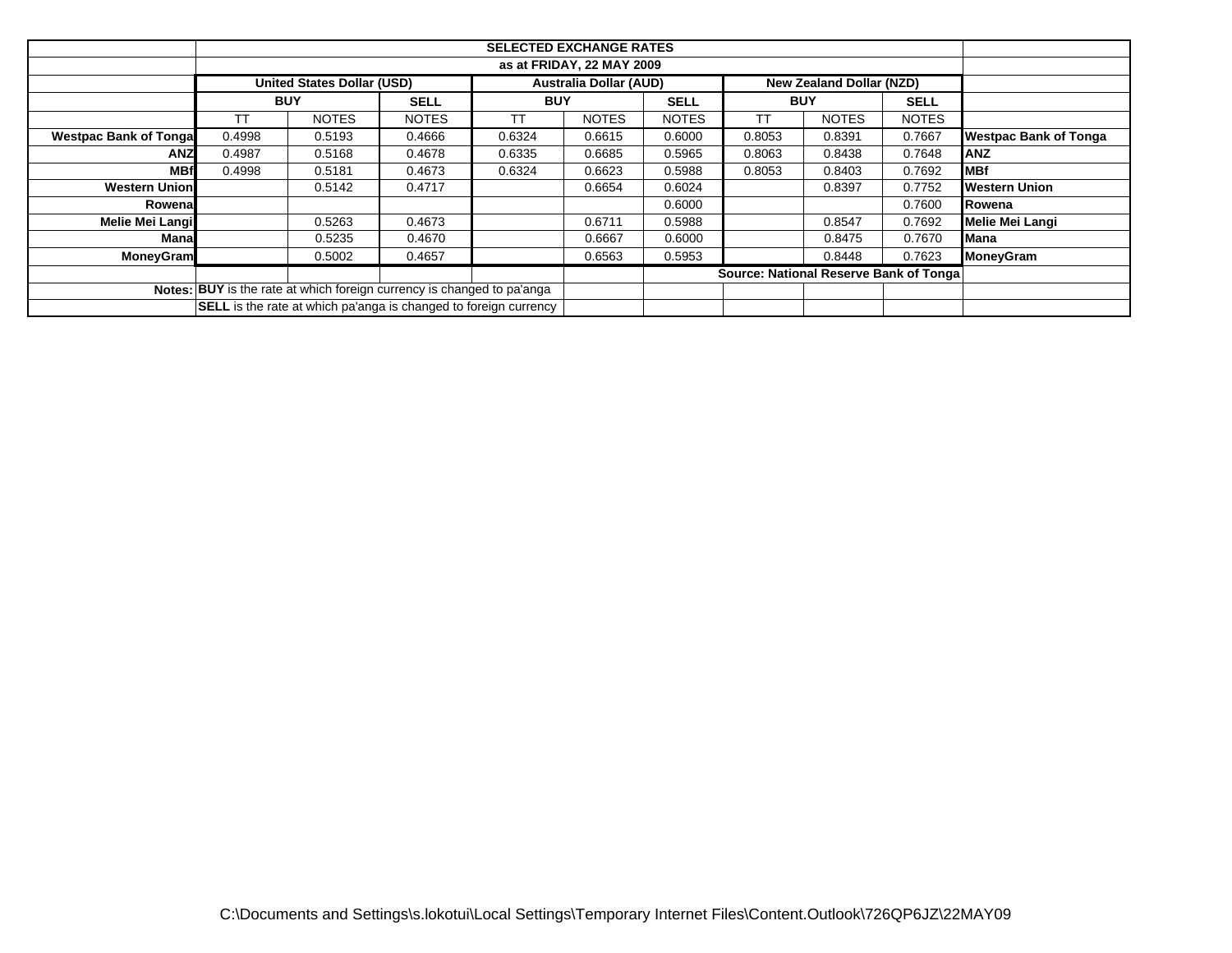| | SELECTED EXCHANGE RATES | | | | | | | | | |
|---|---|---|---|---|---|---|---|---|---|---|
| | as at FRIDAY, 22 MAY 2009 | | | | | | | | | |
| | United States Dollar (USD) | | | Australia Dollar (AUD) | | | New Zealand Dollar (NZD) | | | |
| | BUY | | SELL | BUY | | SELL | BUY | | SELL | |
| | TT | NOTES | NOTES | TT | NOTES | NOTES | TT | NOTES | NOTES | |
| **Westpac Bank of Tonga** | 0.4998 | 0.5193 | 0.4666 | 0.6324 | 0.6615 | 0.6000 | 0.8053 | 0.8391 | 0.7667 | **Westpac Bank of Tonga** |
| **ANZ** | 0.4987 | 0.5168 | 0.4678 | 0.6335 | 0.6685 | 0.5965 | 0.8063 | 0.8438 | 0.7648 | **ANZ** |
| **MBf** | 0.4998 | 0.5181 | 0.4673 | 0.6324 | 0.6623 | 0.5988 | 0.8053 | 0.8403 | 0.7692 | **MBf** |
| **Western Union** | | 0.5142 | 0.4717 | | 0.6654 | 0.6024 | | 0.8397 | 0.7752 | **Western Union** |
| **Rowena** | | | | | | 0.6000 | | | 0.7600 | **Rowena** |
| **Melie Mei Langi** | | 0.5263 | 0.4673 | | 0.6711 | 0.5988 | | 0.8547 | 0.7692 | **Melie Mei Langi** |
| **Mana** | | 0.5235 | 0.4670 | | 0.6667 | 0.6000 | | 0.8475 | 0.7670 | **Mana** |
| **MoneyGram** | | 0.5002 | 0.4657 | | 0.6563 | 0.5953 | | 0.8448 | 0.7623 | **MoneyGram** |
| | | | | | | | **Source: National Reserve Bank of Tonga** | | | |

**Notes:** **BUY** is the rate at which foreign currency is changed to pa'anga

**SELL** is the rate at which pa'anga is changed to foreign currency

C:\Documents and Settings\s.lokotui\Local Settings\Temporary Internet Files\Content.Outlook\726QP6JZ\22MAY09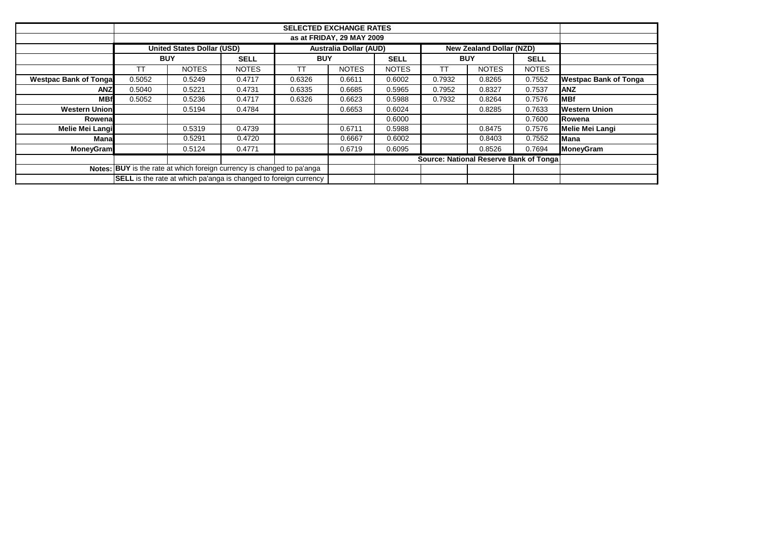| | SELECTED EXCHANGE RATES | | | | | | | | | |
|---|---|---|---|---|---|---|---|---|---|---|
| | as at FRIDAY, 29 MAY 2009 | | | | | | | | | |
| | United States Dollar (USD) | | | Australia Dollar (AUD) | | | New Zealand Dollar (NZD) | | | |
| | BUY | | SELL | BUY | | SELL | BUY | | SELL | |
| | TT | NOTES | NOTES | TT | NOTES | NOTES | TT | NOTES | NOTES | |
| **Westpac Bank of Tonga** | 0.5052 | 0.5249 | 0.4717 | 0.6326 | 0.6611 | 0.6002 | 0.7932 | 0.8265 | 0.7552 | **Westpac Bank of Tonga** |
| **ANZ** | 0.5040 | 0.5221 | 0.4731 | 0.6335 | 0.6685 | 0.5965 | 0.7952 | 0.8327 | 0.7537 | **ANZ** |
| **MBf** | 0.5052 | 0.5236 | 0.4717 | 0.6326 | 0.6623 | 0.5988 | 0.7932 | 0.8264 | 0.7576 | **MBf** |
| **Western Union** | | 0.5194 | 0.4784 | | 0.6653 | 0.6024 | | 0.8285 | 0.7633 | **Western Union** |
| **Rowena** | | | | | | 0.6000 | | | 0.7600 | **Rowena** |
| **Melie Mei Langi** | | 0.5319 | 0.4739 | | 0.6711 | 0.5988 | | 0.8475 | 0.7576 | **Melie Mei Langi** |
| **Mana** | | 0.5291 | 0.4720 | | 0.6667 | 0.6002 | | 0.8403 | 0.7552 | **Mana** |
| **MoneyGram** | | 0.5124 | 0.4771 | | 0.6719 | 0.6095 | | 0.8526 | 0.7694 | **MoneyGram** |
| | | | | | | Source: National Reserve Bank of Tonga | | | | |
| Notes: | **BUY** is the rate at which foreign currency is changed to pa'anga | | | | | | | | | |
| | **SELL** is the rate at which pa'anga is changed to foreign currency | | | | | | | | | |